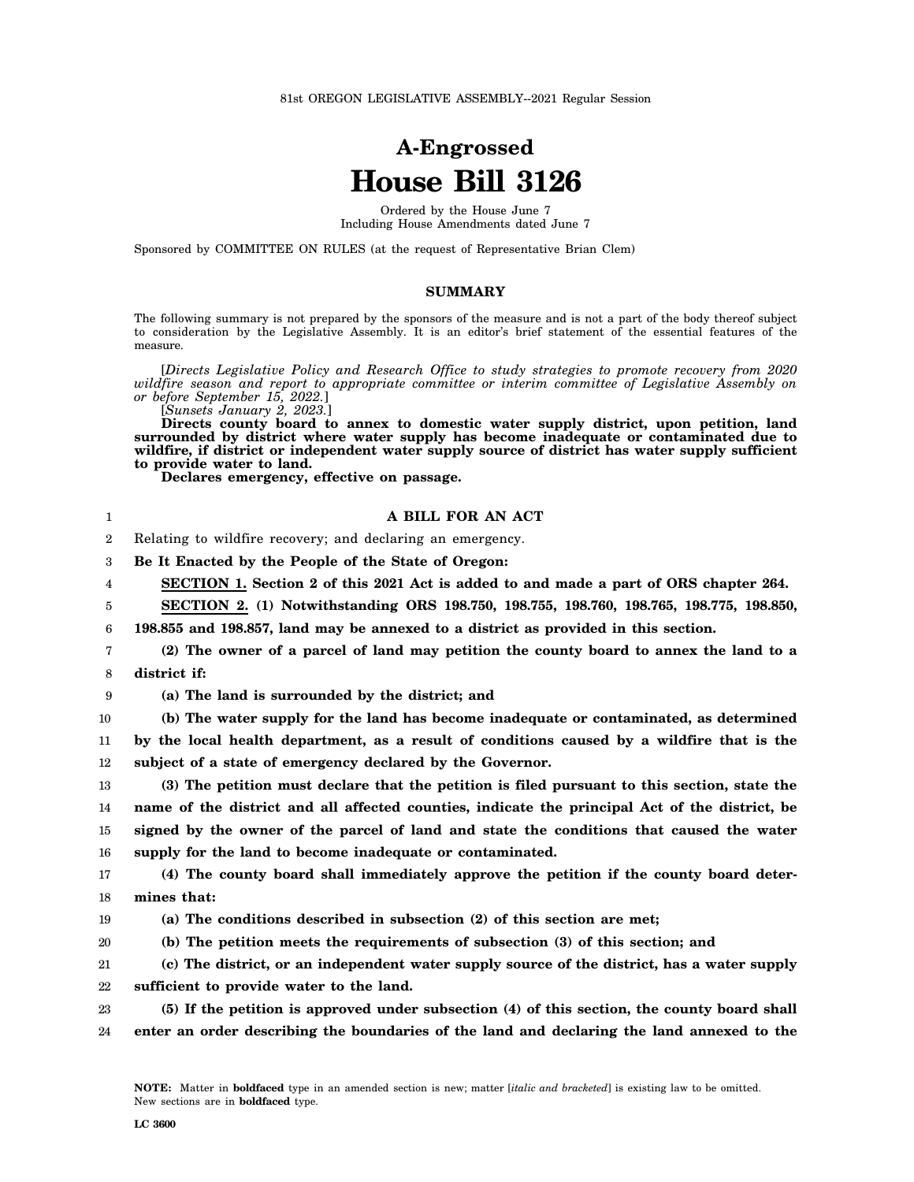81st OREGON LEGISLATIVE ASSEMBLY--2021 Regular Session

# A-Engrossed
# House Bill 3126

Ordered by the House June 7
Including House Amendments dated June 7

Sponsored by COMMITTEE ON RULES (at the request of Representative Brian Clem)

## SUMMARY

The following summary is not prepared by the sponsors of the measure and is not a part of the body thereof subject to consideration by the Legislative Assembly. It is an editor's brief statement of the essential features of the measure.

[*Directs Legislative Policy and Research Office to study strategies to promote recovery from 2020 wildfire season and report to appropriate committee or interim committee of Legislative Assembly on or before September 15, 2022.*]

[*Sunsets January 2, 2023.*]

**Directs county board to annex to domestic water supply district, upon petition, land surrounded by district where water supply has become inadequate or contaminated due to wildfire, if district or independent water supply source of district has water supply sufficient to provide water to land.**

**Declares emergency, effective on passage.**

**A BILL FOR AN ACT**

Relating to wildfire recovery; and declaring an emergency.

**Be It Enacted by the People of the State of Oregon:**

**SECTION 1. Section 2 of this 2021 Act is added to and made a part of ORS chapter 264.**

**SECTION 2. (1) Notwithstanding ORS 198.750, 198.755, 198.760, 198.765, 198.775, 198.850, 198.855 and 198.857, land may be annexed to a district as provided in this section.**

**(2) The owner of a parcel of land may petition the county board to annex the land to a district if:**

**(a) The land is surrounded by the district; and**

**(b) The water supply for the land has become inadequate or contaminated, as determined by the local health department, as a result of conditions caused by a wildfire that is the subject of a state of emergency declared by the Governor.**

**(3) The petition must declare that the petition is filed pursuant to this section, state the name of the district and all affected counties, indicate the principal Act of the district, be signed by the owner of the parcel of land and state the conditions that caused the water supply for the land to become inadequate or contaminated.**

**(4) The county board shall immediately approve the petition if the county board determines that:**

**(a) The conditions described in subsection (2) of this section are met;**

**(b) The petition meets the requirements of subsection (3) of this section; and**

**(c) The district, or an independent water supply source of the district, has a water supply sufficient to provide water to the land.**

**(5) If the petition is approved under subsection (4) of this section, the county board shall enter an order describing the boundaries of the land and declaring the land annexed to the**

**NOTE:** Matter in **boldfaced** type in an amended section is new; matter [*italic and bracketed*] is existing law to be omitted. New sections are in **boldfaced** type.

LC 3600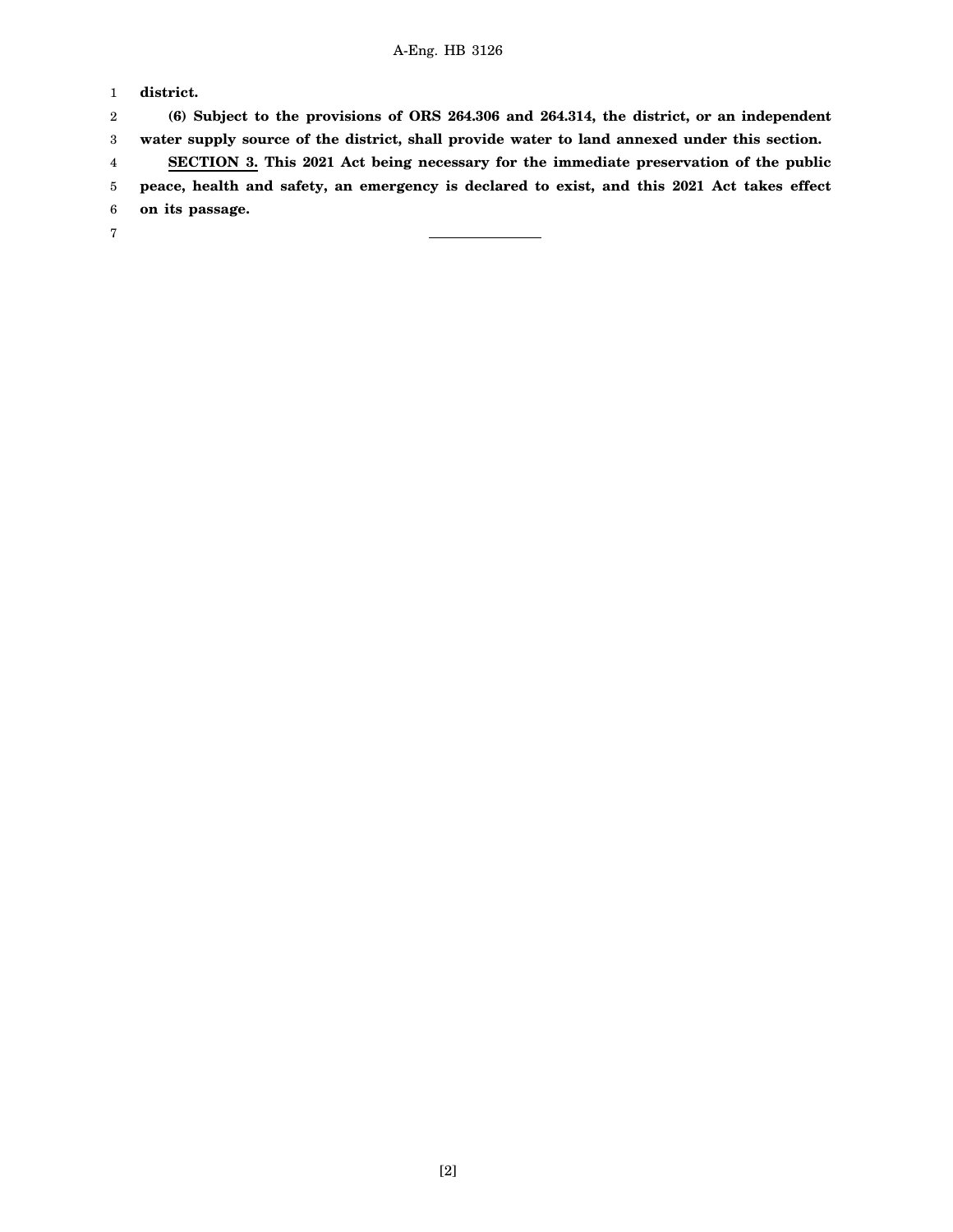**district.**

**(6) Subject to the provisions of ORS 264.306 and 264.314, the district, or an independent water supply source of the district, shall provide water to land annexed under this section.**

**SECTION 3. This 2021 Act being necessary for the immediate preservation of the public peace, health and safety, an emergency is declared to exist, and this 2021 Act takes effect on its passage.**